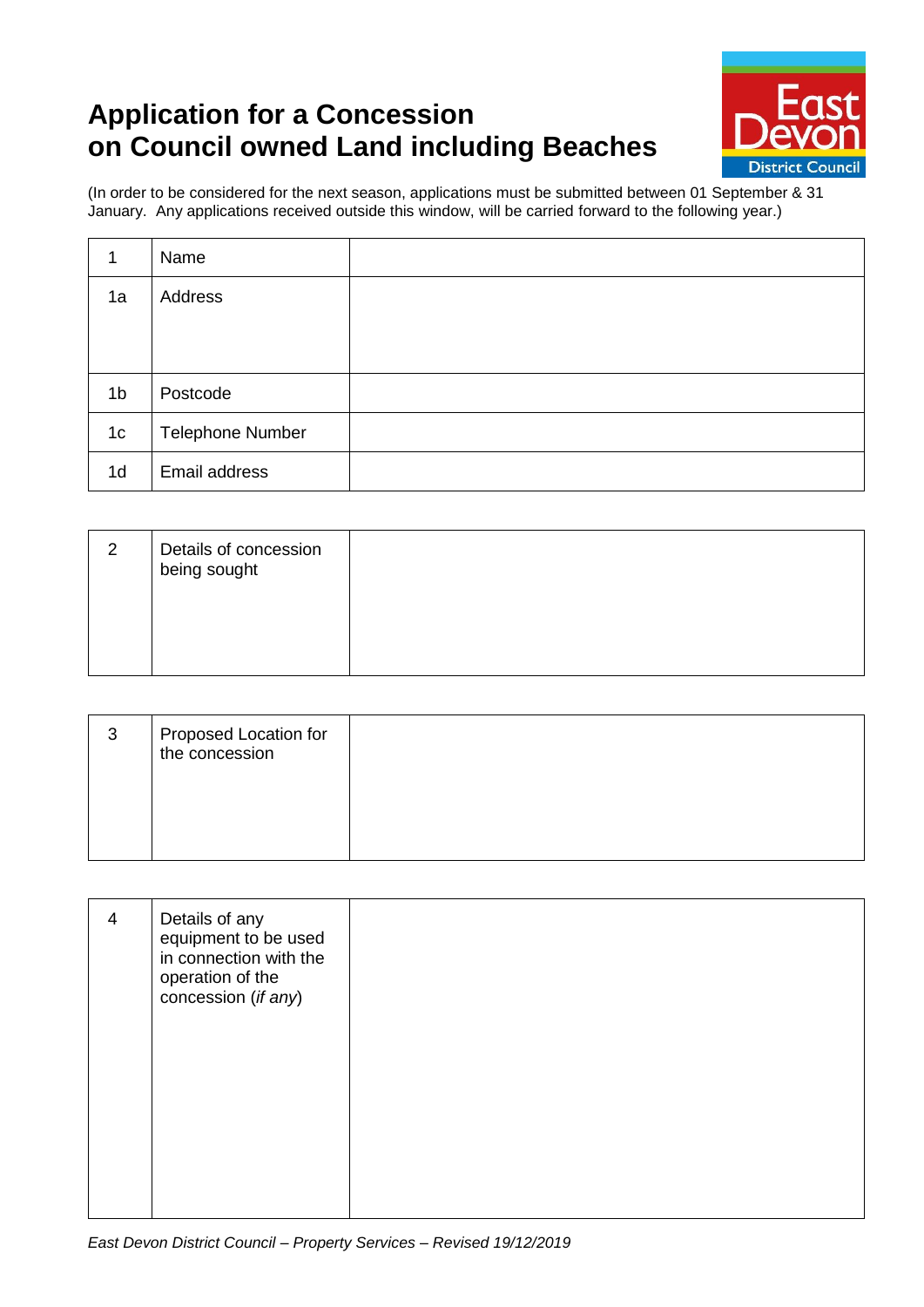# Application for a Concession on Council owned Land including Beaches

(In order to be considered for the next season, applications must be submitted between 01 September & 31 January. Any applications received outside this window, will be carried forward to the following year.)

| | | |
|---|---|---|
| 1 | Name | |
| 1a | Address | |
| 1b | Postcode | |
| 1c | Telephone Number | |
| 1d | Email address | |

| | | |
|---|---|---|
| 2 | Details of concession being sought | |

| | | |
|---|---|---|
| 3 | Proposed Location for the concession | |

| | | |
|---|---|---|
| 4 | Details of any equipment to be used in connection with the operation of the concession (*if any*) | |

*East Devon District Council – Property Services – Revised 19/12/2019*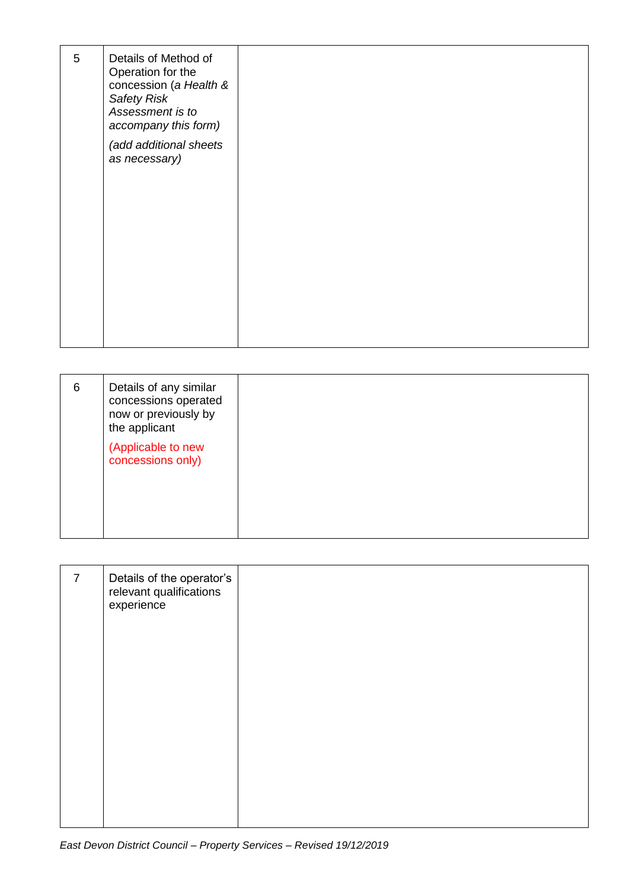| | | |
|---|---|---|
| 5 | Details of Method of Operation for the concession (*a Health & Safety Risk Assessment is to accompany this form)*<br><br>*(add additional sheets as necessary)* | |

| | | |
|---|---|---|
| 6 | Details of any similar concessions operated now or previously by the applicant<br><br>(Applicable to new concessions only) | |

| | | |
|---|---|---|
| 7 | Details of the operator's relevant qualifications experience | |

*East Devon District Council – Property Services – Revised 19/12/2019*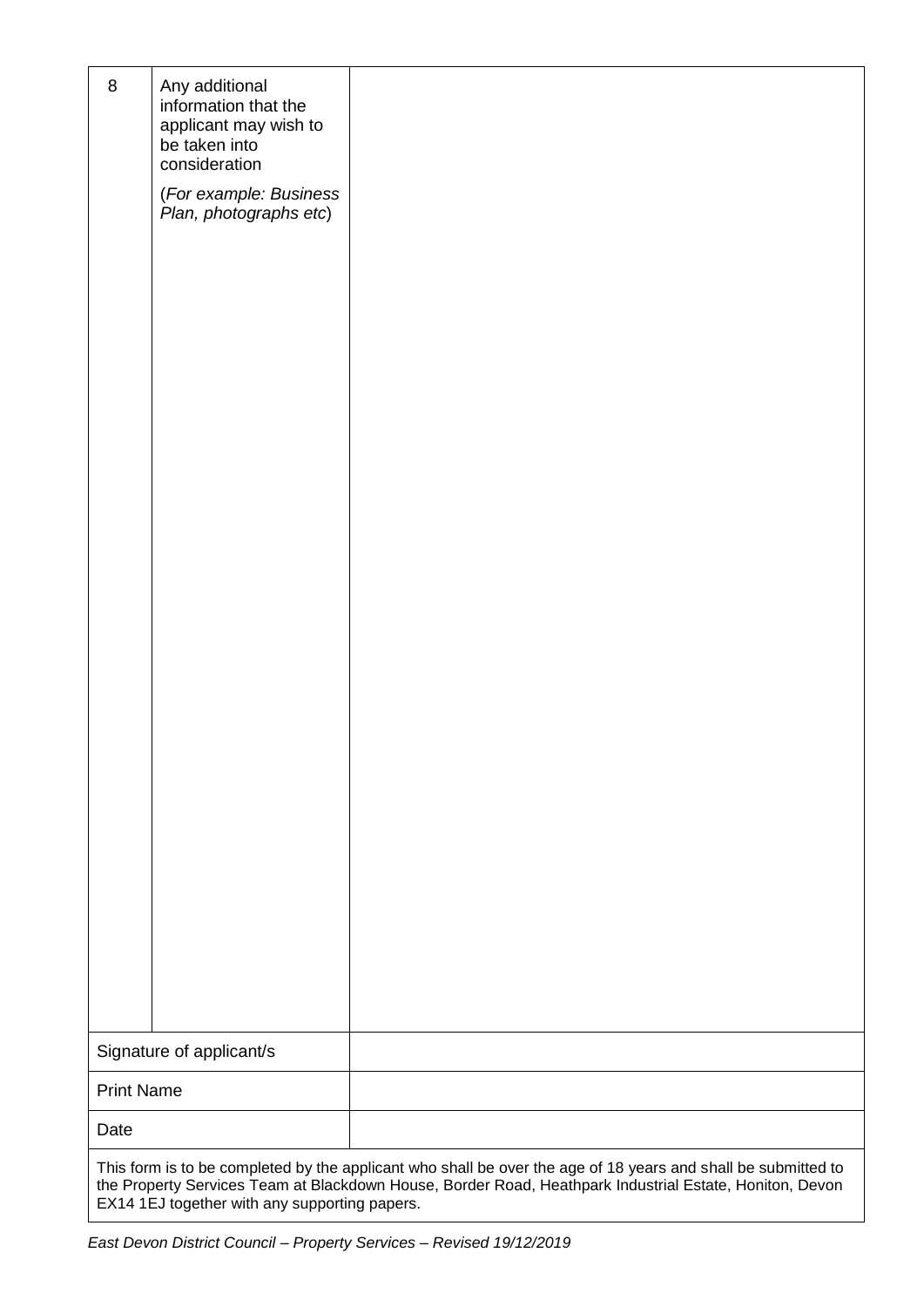| 8 | Any additional information that the applicant may wish to be taken into consideration<br><br>(*For example: Business Plan, photographs etc*) | |
|---|---|---|
| Signature of applicant/s | | |
| Print Name | | |
| Date | | |

This form is to be completed by the applicant who shall be over the age of 18 years and shall be submitted to the Property Services Team at Blackdown House, Border Road, Heathpark Industrial Estate, Honiton, Devon EX14 1EJ together with any supporting papers.

*East Devon District Council – Property Services – Revised 19/12/2019*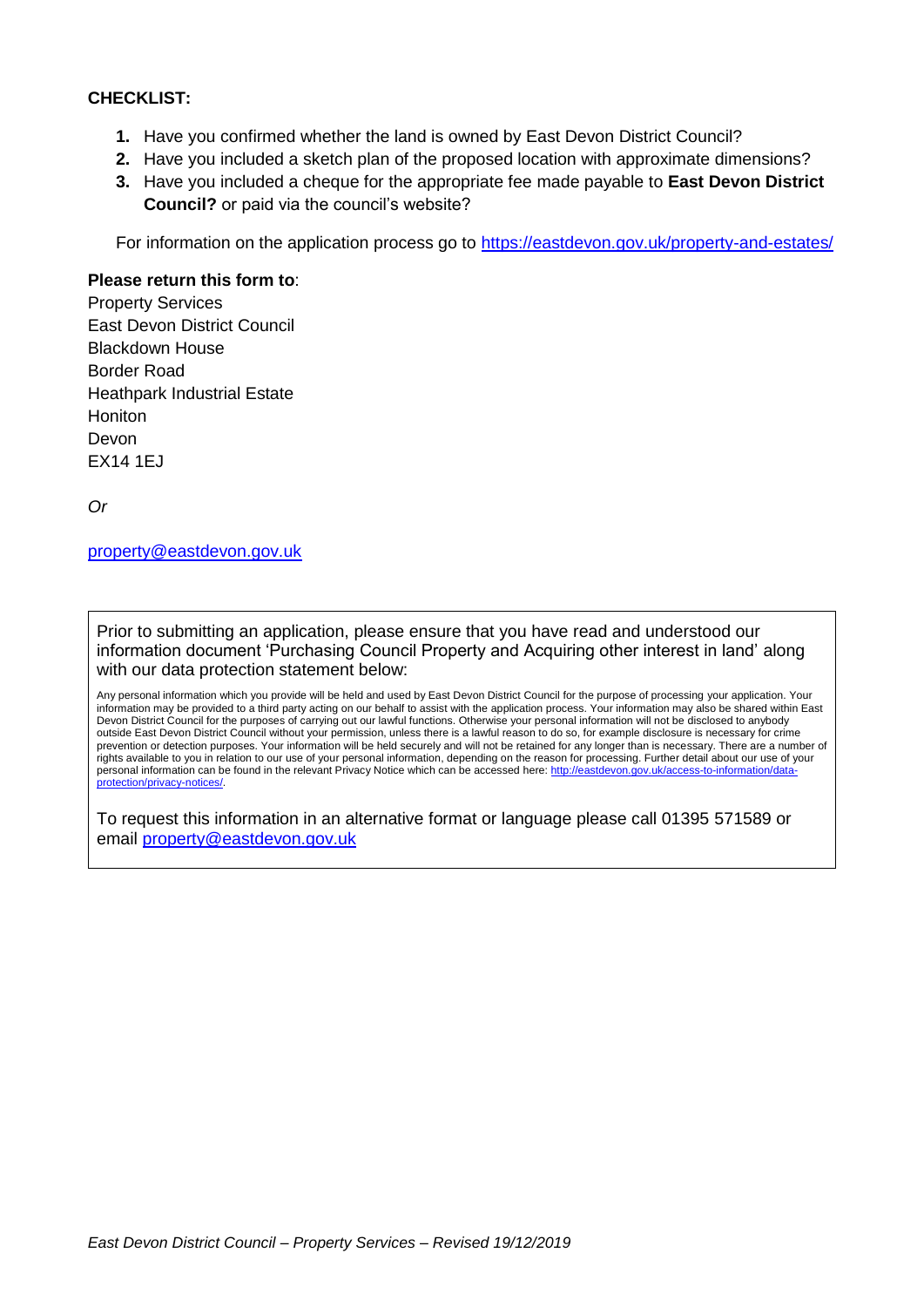**CHECKLIST:**

1. Have you confirmed whether the land is owned by East Devon District Council?
2. Have you included a sketch plan of the proposed location with approximate dimensions?
3. Have you included a cheque for the appropriate fee made payable to **East Devon District Council?** or paid via the council's website?

For information on the application process go to https://eastdevon.gov.uk/property-and-estates/

**Please return this form to**:
Property Services
East Devon District Council
Blackdown House
Border Road
Heathpark Industrial Estate
Honiton
Devon
EX14 1EJ

*Or*

property@eastdevon.gov.uk

Prior to submitting an application, please ensure that you have read and understood our information document 'Purchasing Council Property and Acquiring other interest in land' along with our data protection statement below:

Any personal information which you provide will be held and used by East Devon District Council for the purpose of processing your application. Your information may be provided to a third party acting on our behalf to assist with the application process. Your information may also be shared within East Devon District Council for the purposes of carrying out our lawful functions. Otherwise your personal information will not be disclosed to anybody outside East Devon District Council without your permission, unless there is a lawful reason to do so, for example disclosure is necessary for crime prevention or detection purposes. Your information will be held securely and will not be retained for any longer than is necessary. There are a number of rights available to you in relation to our use of your personal information, depending on the reason for processing. Further detail about our use of your personal information can be found in the relevant Privacy Notice which can be accessed here: http://eastdevon.gov.uk/access-to-information/data-protection/privacy-notices/.

To request this information in an alternative format or language please call 01395 571589 or email property@eastdevon.gov.uk

*East Devon District Council – Property Services – Revised 19/12/2019*